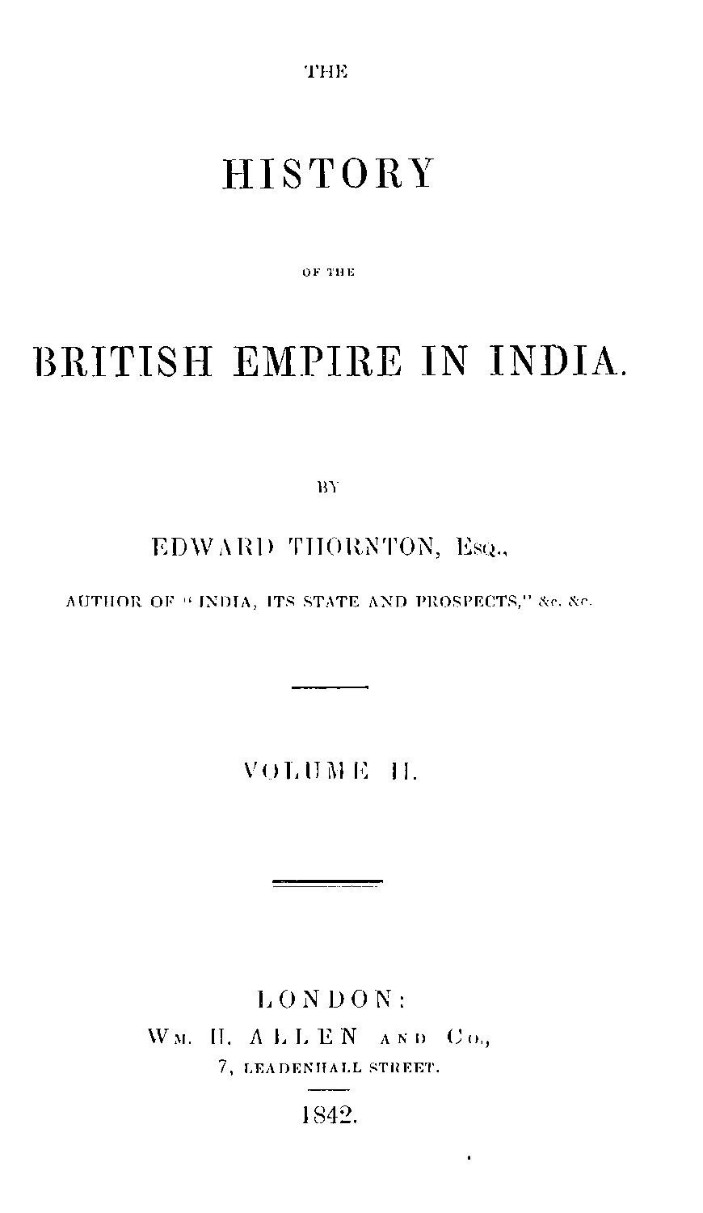THE

# HISTORY

OF THE

# BRITISH EMPIRE IN INDIA.

BY

EDWARD THORNTON, Esq.,

AUTHOR OF "INDIA, ITS STATE AND PROSPECTS," &c. &c.

---

VOLUME II.

---

LONDON:

Wm. H. ALLEN and Co.,

7, LEADENHALL STREET.

---

1842.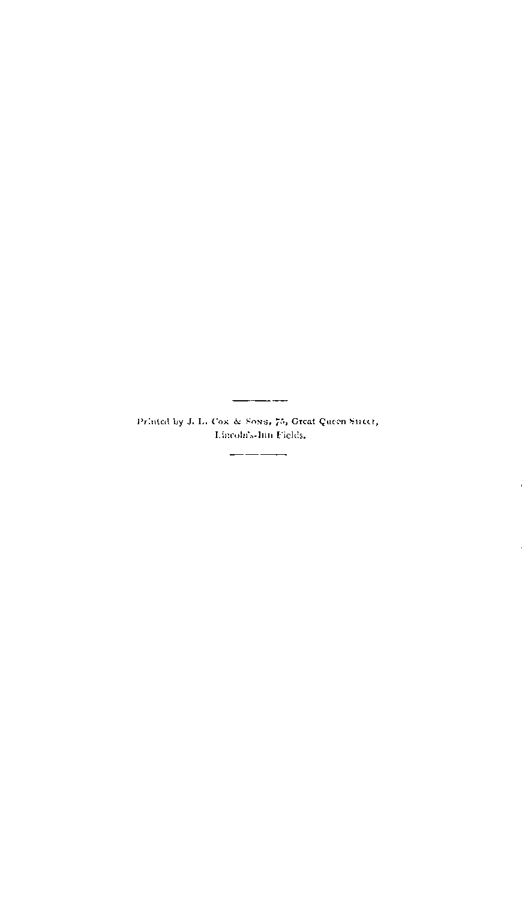---

Printed by J. L. Cox & Sons, 75, Great Queen Street, Lincoln's-Inn Fields.

---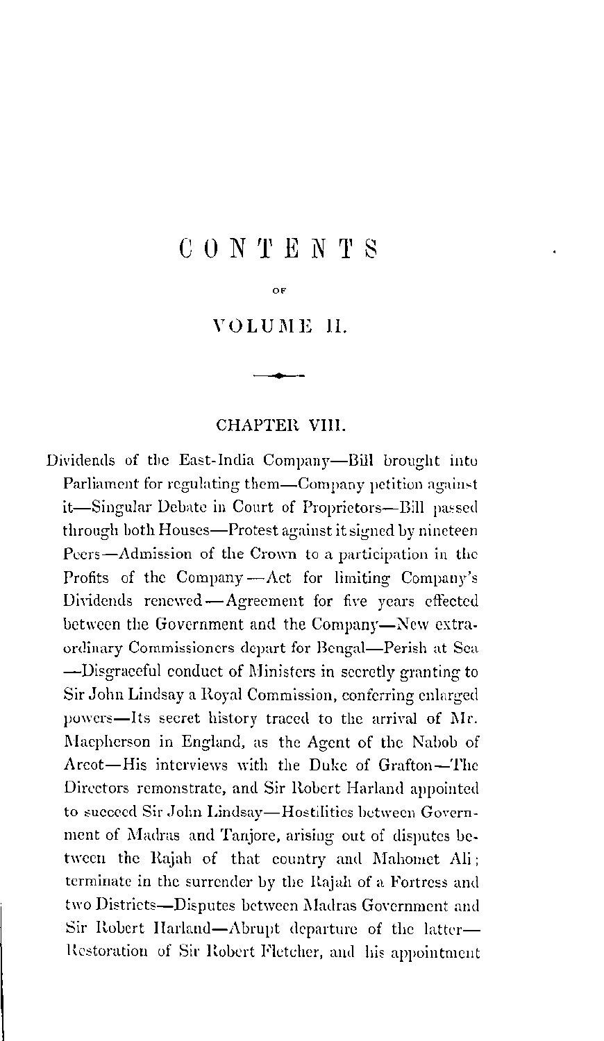# CONTENTS

OF

## VOLUME II.

### CHAPTER VIII.

Dividends of the East-India Company—Bill brought into Parliament for regulating them—Company petition against it—Singular Debate in Court of Proprietors—Bill passed through both Houses—Protest against it signed by nineteen Peers—Admission of the Crown to a participation in the Profits of the Company—Act for limiting Company's Dividends renewed—Agreement for five years effected between the Government and the Company—New extraordinary Commissioners depart for Bengal—Perish at Sea—Disgraceful conduct of Ministers in secretly granting to Sir John Lindsay a Royal Commission, conferring enlarged powers—Its secret history traced to the arrival of Mr. Macpherson in England, as the Agent of the Nabob of Arcot—His interviews with the Duke of Grafton—The Directors remonstrate, and Sir Robert Harland appointed to succeed Sir John Lindsay—Hostilities between Government of Madras and Tanjore, arising out of disputes between the Rajah of that country and Mahomet Ali; terminate in the surrender by the Rajah of a Fortress and two Districts—Disputes between Madras Government and Sir Robert Harland—Abrupt departure of the latter—Restoration of Sir Robert Fletcher, and his appointment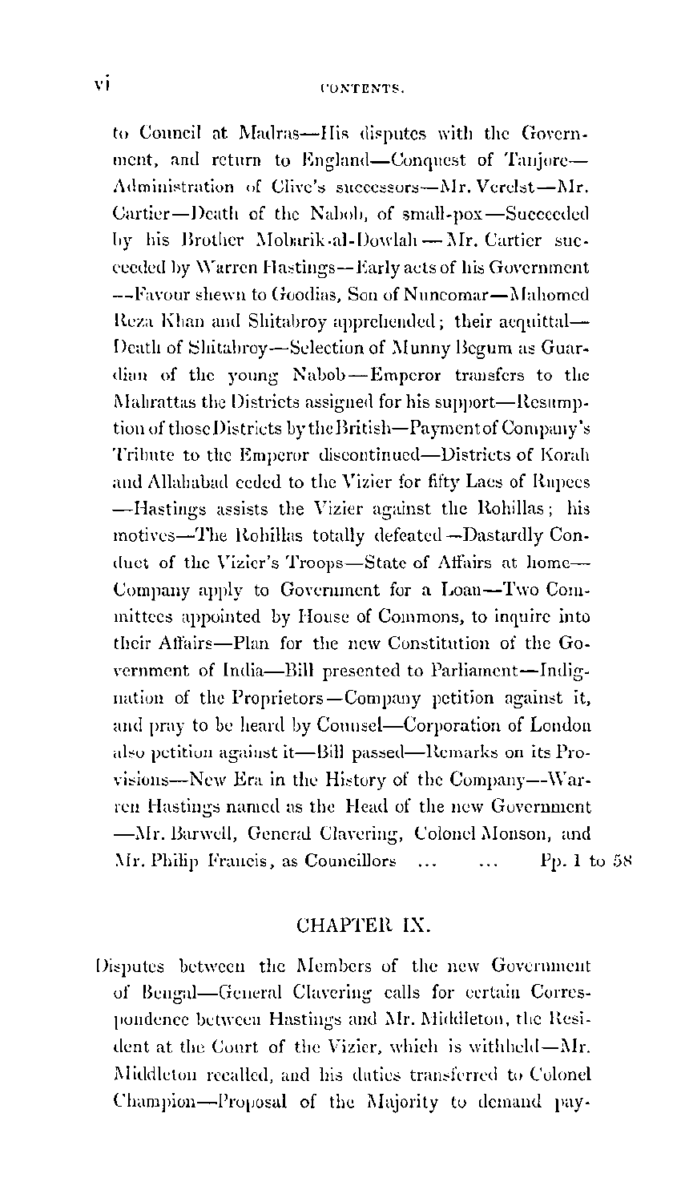to Council at Madras—His disputes with the Government, and return to England—Conquest of Tanjore—Administration of Clive's successors—Mr. Verelst—Mr. Cartier—Death of the Nabob, of small-pox—Succeeded by his Brother Mobarik-al-Dowlah—Mr. Cartier succeeded by Warren Hastings—Early acts of his Government—Favour shewn to Goodias, Son of Nuncomar—Mahomed Reza Khan and Shitabroy apprehended; their acquittal—Death of Shitabroy—Selection of Munny Begum as Guardian of the young Nabob—Emperor transfers to the Mahrattas the Districts assigned for his support—Resumption of those Districts by the British—Payment of Company's Tribute to the Emperor discontinued—Districts of Korah and Allahabad ceded to the Vizier for fifty Lacs of Rupees—Hastings assists the Vizier against the Rohillas; his motives—The Rohillas totally defeated—Dastardly Conduct of the Vizier's Troops—State of Affairs at home—Company apply to Government for a Loan—Two Committees appointed by House of Commons, to inquire into their Affairs—Plan for the new Constitution of the Government of India—Bill presented to Parliament—Indignation of the Proprietors—Company petition against it, and pray to be heard by Counsel—Corporation of London also petition against it—Bill passed—Remarks on its Provisions—New Era in the History of the Company—Warren Hastings named as the Head of the new Government—Mr. Barwell, General Clavering, Colonel Monson, and Mr. Philip Francis, as Councillors ... ... Pp. 1 to 58

## CHAPTER IX.

Disputes between the Members of the new Government of Bengal—General Clavering calls for certain Correspondence between Hastings and Mr. Middleton, the Resident at the Court of the Vizier, which is withheld—Mr. Middleton recalled, and his duties transferred to Colonel Champion—Proposal of the Majority to demand pay-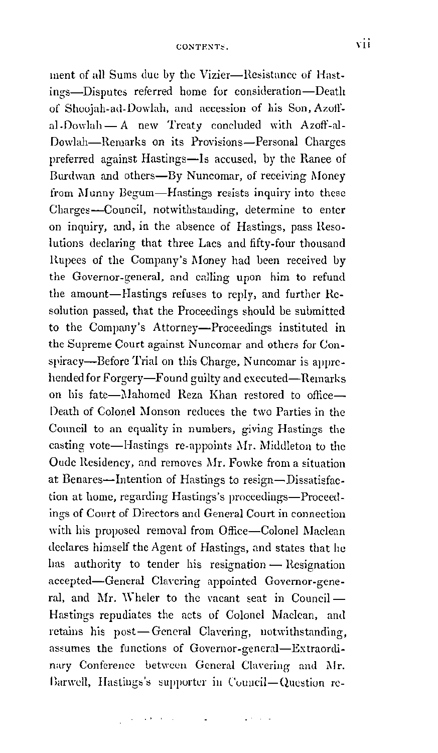ment of all Sums due by the Vizier—Resistance of Hastings—Disputes referred home for consideration—Death of Shoojah-ad-Dowlah, and accession of his Son, Azoff-al-Dowlah — A new Treaty concluded with Azoff-al-Dowlah—Remarks on its Provisions—Personal Charges preferred against Hastings—Is accused, by the Ranee of Burdwan and others—By Nuncomar, of receiving Money from Munny Begum—Hastings resists inquiry into these Charges—Council, notwithstanding, determine to enter on inquiry, and, in the absence of Hastings, pass Resolutions declaring that three Lacs and fifty-four thousand Rupees of the Company's Money had been received by the Governor-general, and calling upon him to refund the amount—Hastings refuses to reply, and further Resolution passed, that the Proceedings should be submitted to the Company's Attorney—Proceedings instituted in the Supreme Court against Nuncomar and others for Conspiracy—Before Trial on this Charge, Nuncomar is apprehended for Forgery—Found guilty and executed—Remarks on his fate—Mahomed Reza Khan restored to office—Death of Colonel Monson reduces the two Parties in the Council to an equality in numbers, giving Hastings the casting vote—Hastings re-appoints Mr. Middleton to the Oude Residency, and removes Mr. Fowke from a situation at Benares—Intention of Hastings to resign—Dissatisfaction at home, regarding Hastings's proceedings—Proceedings of Court of Directors and General Court in connection with his proposed removal from Office—Colonel Maclean declares himself the Agent of Hastings, and states that he has authority to tender his resignation — Resignation accepted—General Clavering appointed Governor-general, and Mr. Wheler to the vacant seat in Council — Hastings repudiates the acts of Colonel Maclean, and retains his post — General Clavering, notwithstanding, assumes the functions of Governor-general—Extraordinary Conference between General Clavering and Mr. Barwell, Hastings's supporter in Council—Question re-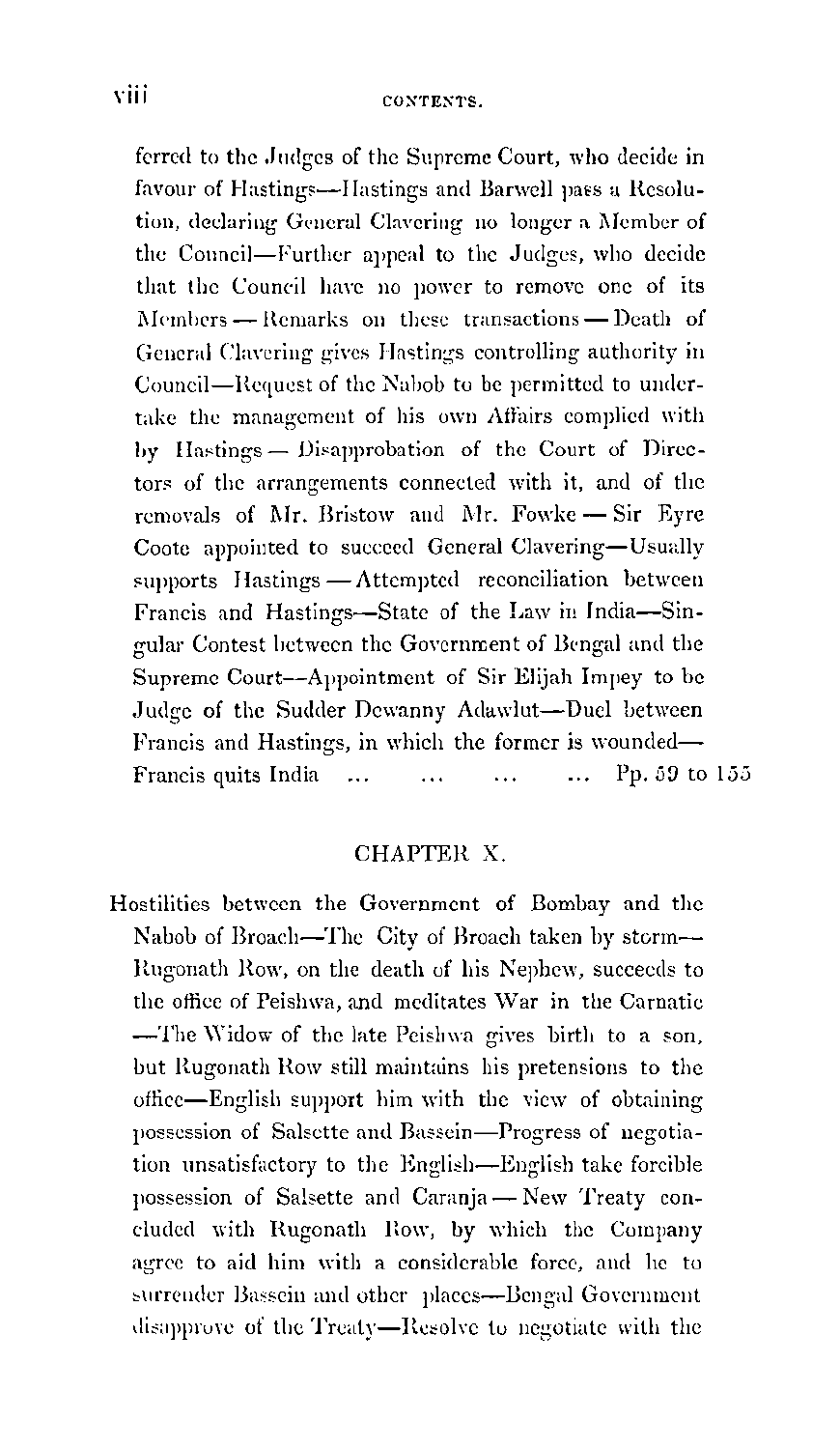ferred to the Judges of the Supreme Court, who decide in favour of Hastings—Hastings and Barwell pass a Resolution, declaring General Clavering no longer a Member of the Council—Further appeal to the Judges, who decide that the Council have no power to remove one of its Members — Remarks on these transactions — Death of General Clavering gives Hastings controlling authority in Council—Request of the Nabob to be permitted to undertake the management of his own Affairs complied with by Hastings — Disapprobation of the Court of Directors of the arrangements connected with it, and of the removals of Mr. Bristow and Mr. Fowke — Sir Eyre Coote appointed to succeed General Clavering—Usually supports Hastings — Attempted reconciliation between Francis and Hastings—State of the Law in India—Singular Contest between the Government of Bengal and the Supreme Court—Appointment of Sir Elijah Impey to be Judge of the Sudder Dewanny Adawlut—Duel between Francis and Hastings, in which the former is wounded—Francis quits India ... ... ... ... Pp. 59 to 155

## CHAPTER X.

Hostilities between the Government of Bombay and the Nabob of Broach—The City of Broach taken by storm—Rugonath Row, on the death of his Nephew, succeeds to the office of Peishwa, and meditates War in the Carnatic—The Widow of the late Peishwa gives birth to a son, but Rugonath Row still maintains his pretensions to the office—English support him with the view of obtaining possession of Salsette and Bassein—Progress of negotiation unsatisfactory to the English—English take forcible possession of Salsette and Caranja — New Treaty concluded with Rugonath Row, by which the Company agree to aid him with a considerable force, and he to surrender Bassein and other places—Bengal Government disapprove of the Treaty—Resolve to negotiate with the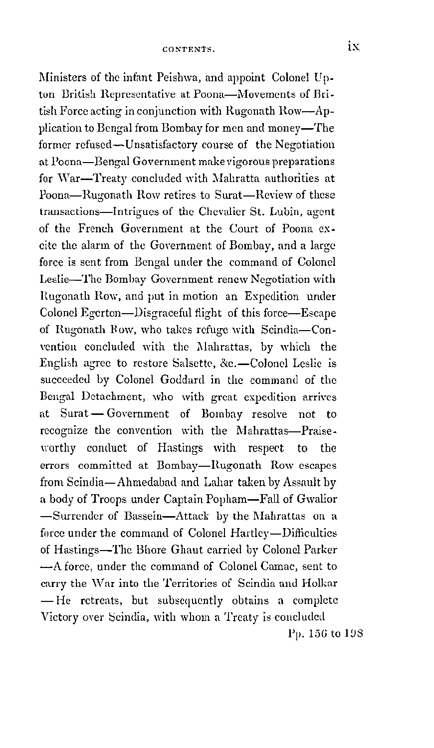Ministers of the infant Peishwa, and appoint Colonel Upton British Representative at Poona—Movements of British Force acting in conjunction with Rugonath Row—Application to Bengal from Bombay for men and money—The former refused—Unsatisfactory course of the Negotiation at Poona—Bengal Government make vigorous preparations for War—Treaty concluded with Mahratta authorities at Poona—Rugonath Row retires to Surat—Review of these transactions—Intrigues of the Chevalier St. Lubin, agent of the French Government at the Court of Poona excite the alarm of the Government of Bombay, and a large force is sent from Bengal under the command of Colonel Leslie—The Bombay Government renew Negotiation with Rugonath Row, and put in motion an Expedition under Colonel Egerton—Disgraceful flight of this force—Escape of Rugonath Row, who takes refuge with Scindia—Convention concluded with the Mahrattas, by which the English agree to restore Salsette, &c.—Colonel Leslie is succeeded by Colonel Goddard in the command of the Bengal Detachment, who with great expedition arrives at Surat—Government of Bombay resolve not to recognize the convention with the Mahrattas—Praiseworthy conduct of Hastings with respect to the errors committed at Bombay—Rugonath Row escapes from Scindia—Ahmedabad and Lahar taken by Assault by a body of Troops under Captain Popham—Fall of Gwalior—Surrender of Bassein—Attack by the Mahrattas on a force under the command of Colonel Hartley—Difficulties of Hastings—The Bhore Ghaut carried by Colonel Parker—A force, under the command of Colonel Camac, sent to carry the War into the Territories of Scindia and Holkar—He retreats, but subsequently obtains a complete Victory over Scindia, with whom a Treaty is concluded

Pp. 156 to 198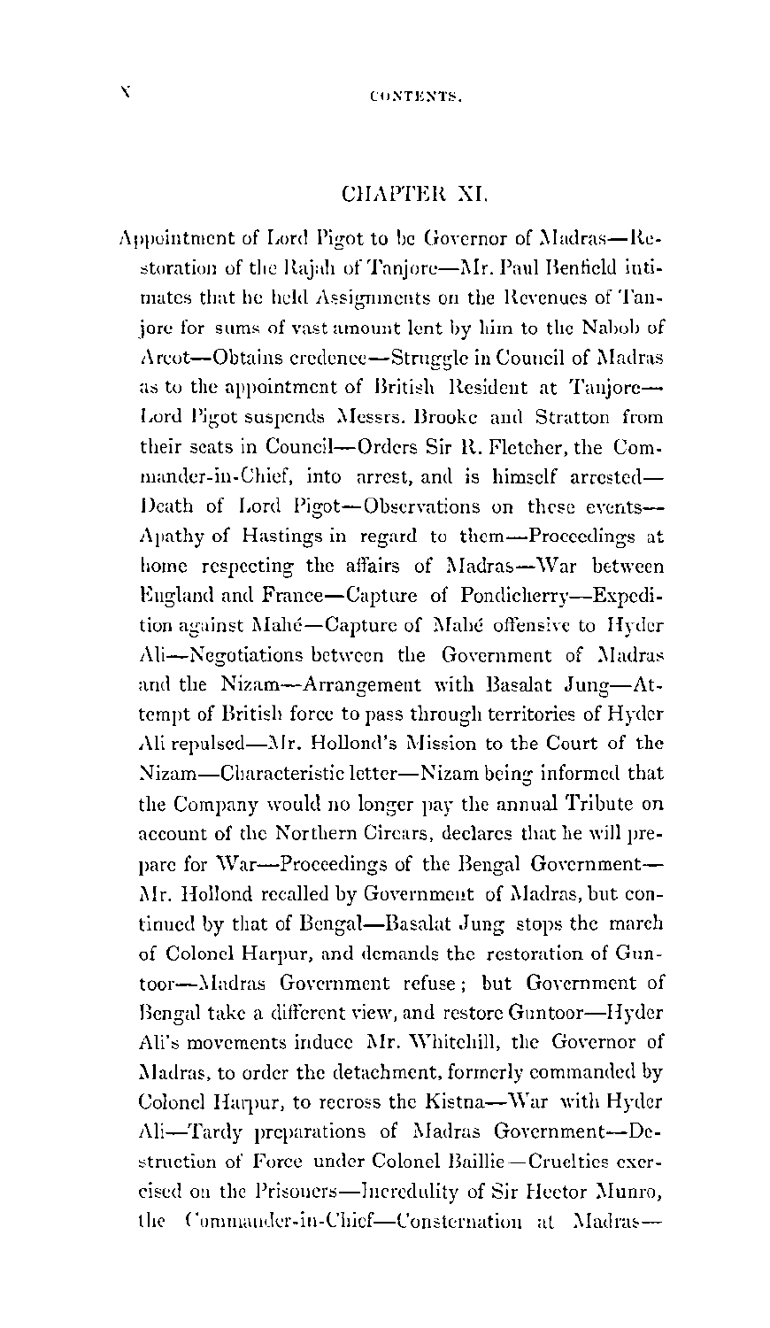## CHAPTER XI.

Appointment of Lord Pigot to be Governor of Madras—Restoration of the Rajah of Tanjore—Mr. Paul Benfield intimates that he held Assignments on the Revenues of Tanjore for sums of vast amount lent by him to the Nabob of Arcot—Obtains credence—Struggle in Council of Madras as to the appointment of British Resident at Tanjore—Lord Pigot suspends Messrs. Brooke and Stratton from their seats in Council—Orders Sir R. Fletcher, the Commander-in-Chief, into arrest, and is himself arrested—Death of Lord Pigot—Observations on these events—Apathy of Hastings in regard to them—Proceedings at home respecting the affairs of Madras—War between England and France—Capture of Pondicherry—Expedition against Mahé—Capture of Mahé offensive to Hyder Ali—Negotiations between the Government of Madras and the Nizam—Arrangement with Basalat Jung—Attempt of British force to pass through territories of Hyder Ali repulsed—Mr. Hollond's Mission to the Court of the Nizam—Characteristic letter—Nizam being informed that the Company would no longer pay the annual Tribute on account of the Northern Circars, declares that he will prepare for War—Proceedings of the Bengal Government—Mr. Hollond recalled by Government of Madras, but continued by that of Bengal—Basalat Jung stops the march of Colonel Harpur, and demands the restoration of Guntoor—Madras Government refuse; but Government of Bengal take a different view, and restore Guntoor—Hyder Ali's movements induce Mr. Whitehill, the Governor of Madras, to order the detachment, formerly commanded by Colonel Harpur, to recross the Kistna—War with Hyder Ali—Tardy preparations of Madras Government—Destruction of Force under Colonel Baillie—Cruelties exercised on the Prisoners—Incredulity of Sir Hector Munro, the Commander-in-Chief—Consternation at Madras—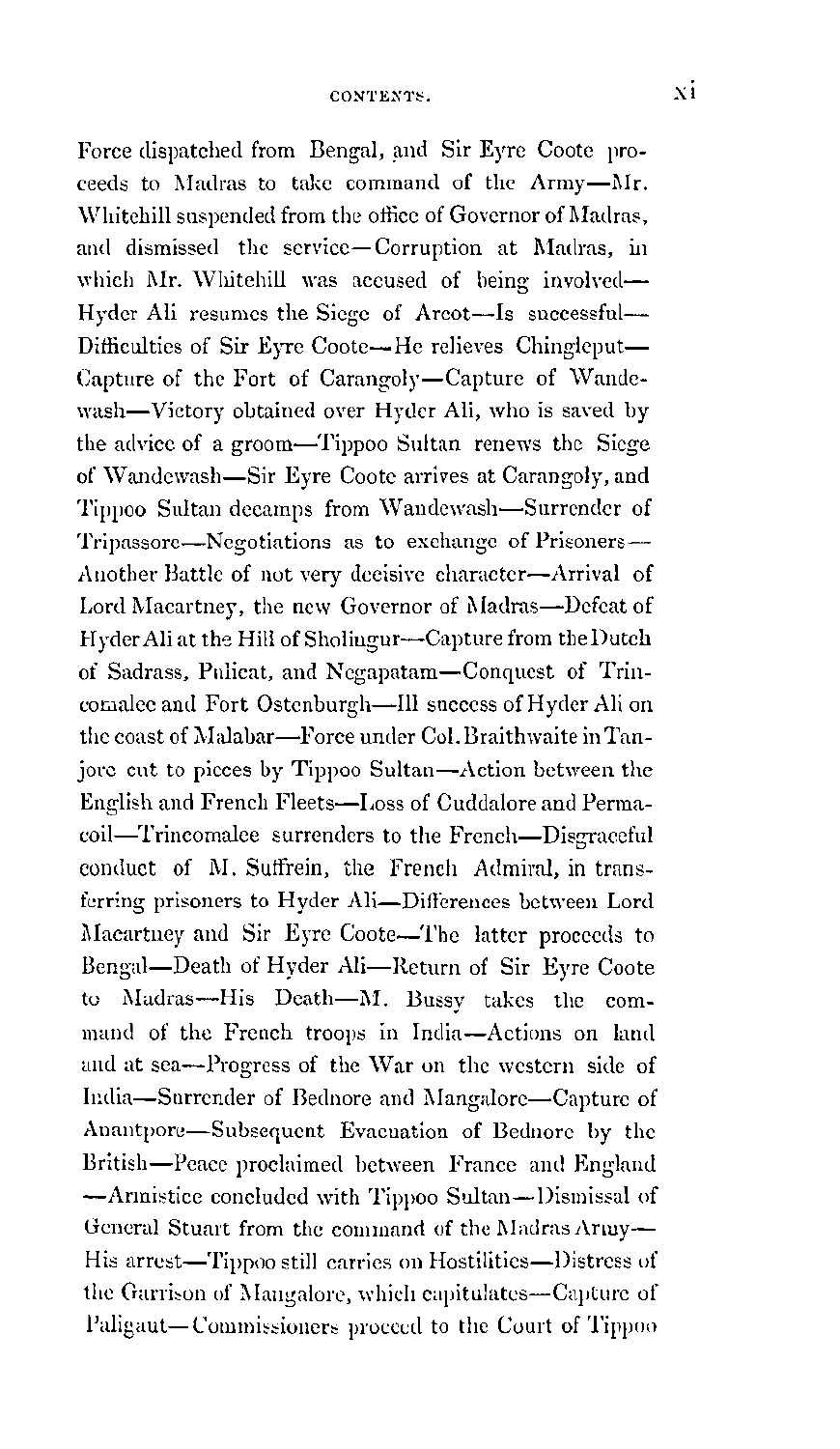Force dispatched from Bengal, and Sir Eyre Coote proceeds to Madras to take command of the Army—Mr. Whitehill suspended from the office of Governor of Madras, and dismissed the service—Corruption at Madras, in which Mr. Whitehill was accused of being involved—Hyder Ali resumes the Siege of Arcot—Is successful—Difficulties of Sir Eyre Coote—He relieves Chingleput—Capture of the Fort of Carangoly—Capture of Wandewash—Victory obtained over Hyder Ali, who is saved by the advice of a groom—Tippoo Sultan renews the Siege of Wandewash—Sir Eyre Coote arrives at Carangoly, and Tippoo Sultan decamps from Wandewash—Surrender of Tripassore—Negotiations as to exchange of Prisoners—Another Battle of not very decisive character—Arrival of Lord Macartney, the new Governor of Madras—Defeat of Hyder Ali at the Hill of Sholingur—Capture from the Dutch of Sadrass, Pulicat, and Negapatam—Conquest of Trincomalee and Fort Ostenburgh—Ill success of Hyder Ali on the coast of Malabar—Force under Col. Braithwaite in Tanjore cut to pieces by Tippoo Sultan—Action between the English and French Fleets—Loss of Cuddalore and Permacoil—Trincomalee surrenders to the French—Disgraceful conduct of M. Suffrein, the French Admiral, in transferring prisoners to Hyder Ali—Differences between Lord Macartney and Sir Eyre Coote—The latter proceeds to Bengal—Death of Hyder Ali—Return of Sir Eyre Coote to Madras—His Death—M. Bussy takes the command of the French troops in India—Actions on land and at sea—Progress of the War on the western side of India—Surrender of Bednore and Mangalore—Capture of Anantpore—Subsequent Evacuation of Bednore by the British—Peace proclaimed between France and England—Armistice concluded with Tippoo Sultan—Dismissal of General Stuart from the command of the Madras Army—His arrest—Tippoo still carries on Hostilities—Distress of the Garrison of Mangalore, which capitulates—Capture of Paligaut—Commissioners proceed to the Court of Tippoo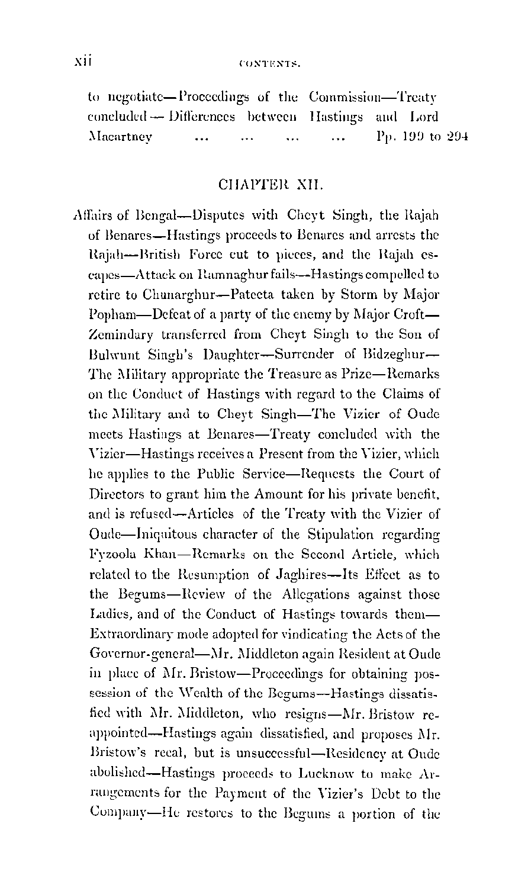to negotiate—Proceedings of the Commission—Treaty concluded—Differences between Hastings and Lord Macartney ... ... ... ... Pp. 199 to 294

## CHAPTER XII.

Affairs of Bengal—Disputes with Cheyt Singh, the Rajah of Benares—Hastings proceeds to Benares and arrests the Rajah—British Force cut to pieces, and the Rajah escapes—Attack on Ramnaghur fails—Hastings compelled to retire to Chunarghur—Pateeta taken by Storm by Major Popham—Defeat of a party of the enemy by Major Croft—Zemindary transferred from Cheyt Singh to the Son of Bulwunt Singh's Daughter—Surrender of Bidzeghur—The Military appropriate the Treasure as Prize—Remarks on the Conduct of Hastings with regard to the Claims of the Military and to Cheyt Singh—The Vizier of Oude meets Hastings at Benares—Treaty concluded with the Vizier—Hastings receives a Present from the Vizier, which he applies to the Public Service—Requests the Court of Directors to grant him the Amount for his private benefit, and is refused—Articles of the Treaty with the Vizier of Oude—Iniquitous character of the Stipulation regarding Fyzoola Khan—Remarks on the Second Article, which related to the Resumption of Jaghires—Its Effect as to the Begums—Review of the Allegations against those Ladies, and of the Conduct of Hastings towards them—Extraordinary mode adopted for vindicating the Acts of the Governor-general—Mr. Middleton again Resident at Oude in place of Mr. Bristow—Proceedings for obtaining possession of the Wealth of the Begums—Hastings dissatisfied with Mr. Middleton, who resigns—Mr. Bristow reappointed—Hastings again dissatisfied, and proposes Mr. Bristow's recal, but is unsuccessful—Residency at Oude abolished—Hastings proceeds to Lucknow to make Arrangements for the Payment of the Vizier's Debt to the Company—He restores to the Begums a portion of the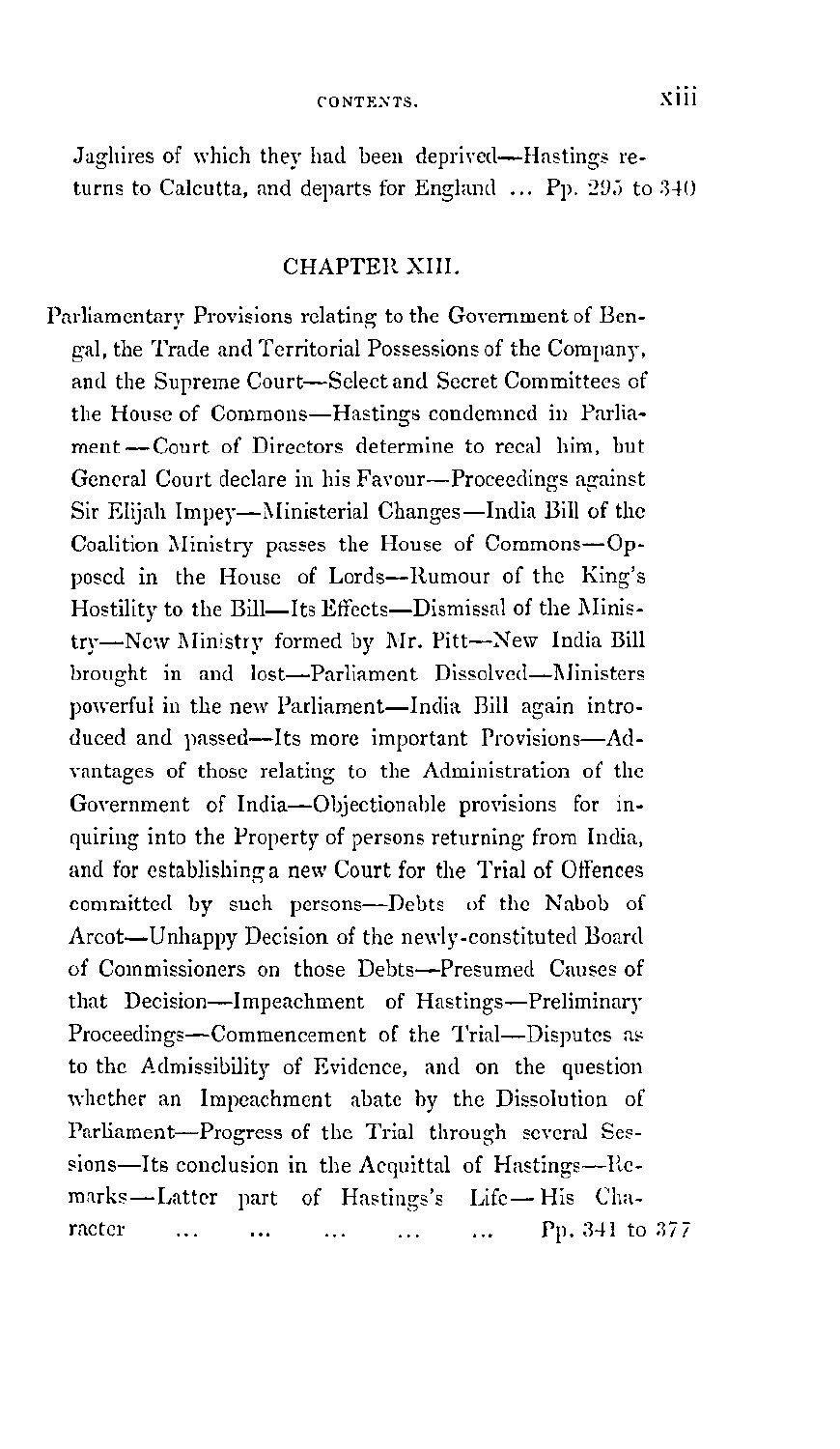Jaghires of which they had been deprived—Hastings returns to Calcutta, and departs for England ... Pp. 295 to 340

## CHAPTER XIII.

Parliamentary Provisions relating to the Government of Bengal, the Trade and Territorial Possessions of the Company, and the Supreme Court—Select and Secret Committees of the House of Commons—Hastings condemned in Parliament—Court of Directors determine to recal him, but General Court declare in his Favour—Proceedings against Sir Elijah Impey—Ministerial Changes—India Bill of the Coalition Ministry passes the House of Commons—Opposed in the House of Lords—Rumour of the King's Hostility to the Bill—Its Effects—Dismissal of the Ministry—New Ministry formed by Mr. Pitt—New India Bill brought in and lost—Parliament Dissolved—Ministers powerful in the new Parliament—India Bill again introduced and passed—Its more important Provisions—Advantages of those relating to the Administration of the Government of India—Objectionable provisions for inquiring into the Property of persons returning from India, and for establishing a new Court for the Trial of Offences committed by such persons—Debts of the Nabob of Arcot—Unhappy Decision of the newly-constituted Board of Commissioners on those Debts—Presumed Causes of that Decision—Impeachment of Hastings—Preliminary Proceedings—Commencement of the Trial—Disputes as to the Admissibility of Evidence, and on the question whether an Impeachment abate by the Dissolution of Parliament—Progress of the Trial through several Sessions—Its conclusion in the Acquittal of Hastings—Remarks—Latter part of Hastings's Life—His Character ... ... ... ... ... Pp. 341 to 377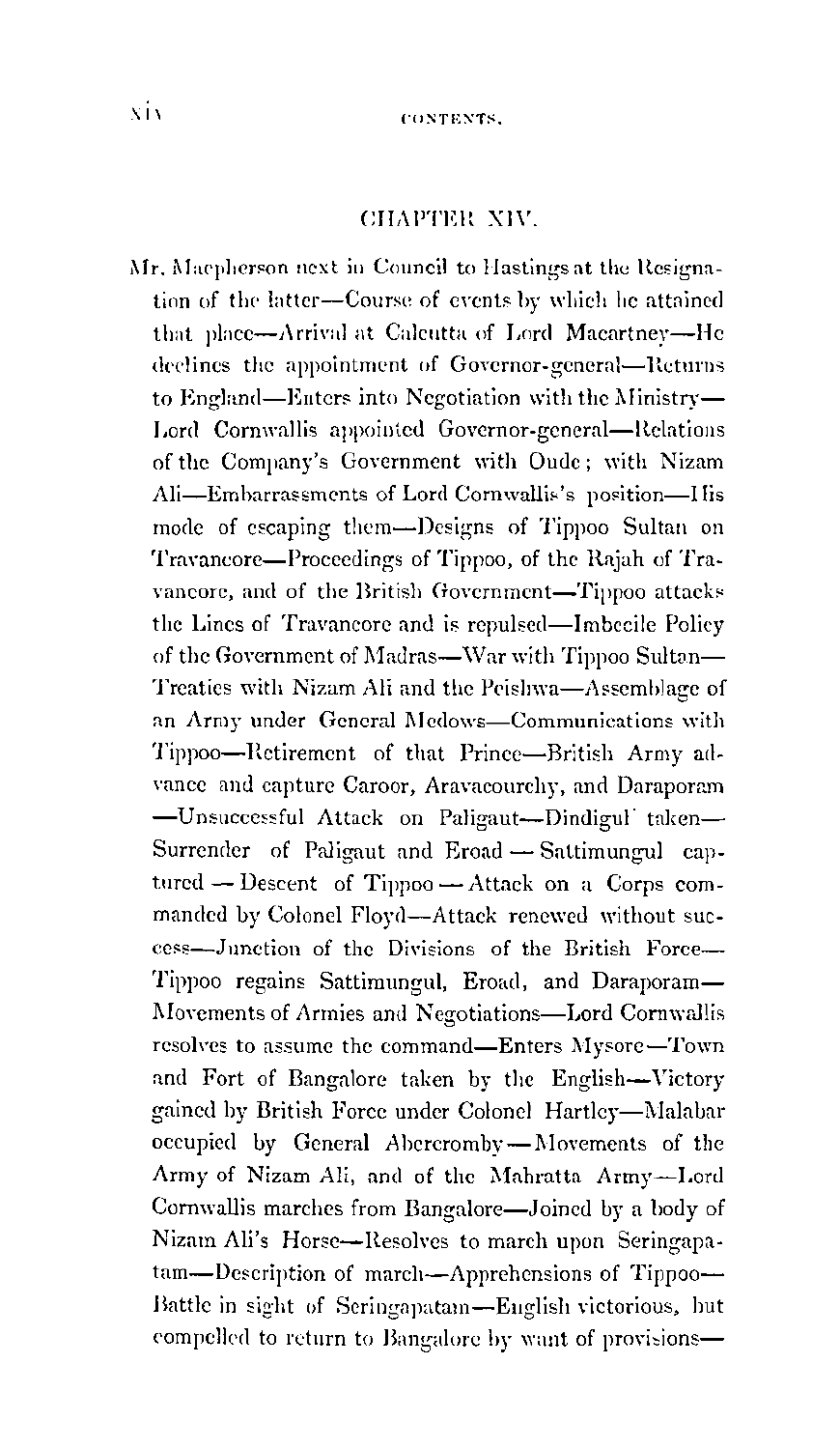## CHAPTER XIV.

Mr. Macpherson next in Council to Hastings at the Resignation of the latter—Course of events by which he attained that place—Arrival at Calcutta of Lord Macartney—He declines the appointment of Governor-general—Returns to England—Enters into Negotiation with the Ministry—Lord Cornwallis appointed Governor-general—Relations of the Company's Government with Oude; with Nizam Ali—Embarrassments of Lord Cornwallis's position—His mode of escaping them—Designs of Tippoo Sultan on Travancore—Proceedings of Tippoo, of the Rajah of Travancore, and of the British Government—Tippoo attacks the Lines of Travancore and is repulsed—Imbecile Policy of the Government of Madras—War with Tippoo Sultan—Treaties with Nizam Ali and the Peishwa—Assemblage of an Army under General Medows—Communications with Tippoo—Retirement of that Prince—British Army advance and capture Caroor, Aravacourchy, and Daraporam—Unsuccessful Attack on Paligaut—Dindigul taken—Surrender of Paligaut and Eroad — Sattimungul captured — Descent of Tippoo — Attack on a Corps commanded by Colonel Floyd—Attack renewed without success—Junction of the Divisions of the British Force—Tippoo regains Sattimungul, Eroad, and Daraporam—Movements of Armies and Negotiations—Lord Cornwallis resolves to assume the command—Enters Mysore—Town and Fort of Bangalore taken by the English—Victory gained by British Force under Colonel Hartley—Malabar occupied by General Abercromby—Movements of the Army of Nizam Ali, and of the Mahratta Army—Lord Cornwallis marches from Bangalore—Joined by a body of Nizam Ali's Horse—Resolves to march upon Seringapatam—Description of march—Apprehensions of Tippoo—Battle in sight of Seringapatam—English victorious, but compelled to return to Bangalore by want of provisions—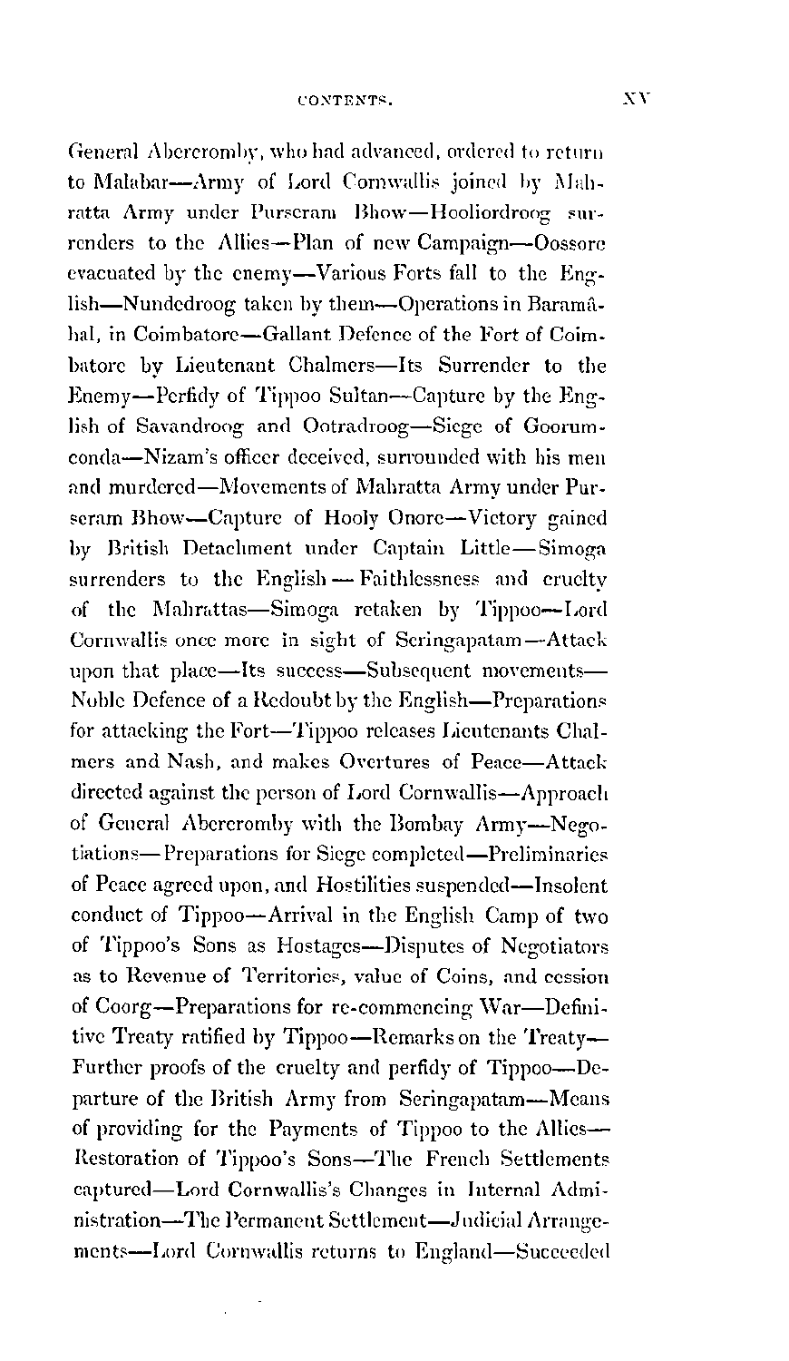General Abercromby, who had advanced, ordered to return to Malabar—Army of Lord Cornwallis joined by Mahratta Army under Purseram Bhow—Hooliordroog surrenders to the Allies—Plan of new Campaign—Oossore evacuated by the enemy—Various Forts fall to the English—Nundedroog taken by them—Operations in Baramâhal, in Coimbatore—Gallant Defence of the Fort of Coimbatore by Lieutenant Chalmers—Its Surrender to the Enemy—Perfidy of Tippoo Sultan—Capture by the English of Savandroog and Ootradroog—Siege of Goorumconda—Nizam's officer deceived, surrounded with his men and murdered—Movements of Mahratta Army under Purseram Bhow—Capture of Hooly Onore—Victory gained by British Detachment under Captain Little—Simoga surrenders to the English — Faithlessness and cruelty of the Mahrattas—Simoga retaken by Tippoo—Lord Cornwallis once more in sight of Seringapatam—Attack upon that place—Its success—Subsequent movements—Noble Defence of a Redoubt by the English—Preparations for attacking the Fort—Tippoo releases Lieutenants Chalmers and Nash, and makes Overtures of Peace—Attack directed against the person of Lord Cornwallis—Approach of General Abercromby with the Bombay Army—Negotiations—Preparations for Siege completed—Preliminaries of Peace agreed upon, and Hostilities suspended—Insolent conduct of Tippoo—Arrival in the English Camp of two of Tippoo's Sons as Hostages—Disputes of Negotiators as to Revenue of Territories, value of Coins, and cession of Coorg—Preparations for re-commencing War—Definitive Treaty ratified by Tippoo—Remarks on the Treaty—Further proofs of the cruelty and perfidy of Tippoo—Departure of the British Army from Seringapatam—Means of providing for the Payments of Tippoo to the Allies—Restoration of Tippoo's Sons—The French Settlements captured—Lord Cornwallis's Changes in Internal Administration—The Permanent Settlement—Judicial Arrangements—Lord Cornwallis returns to England—Succeeded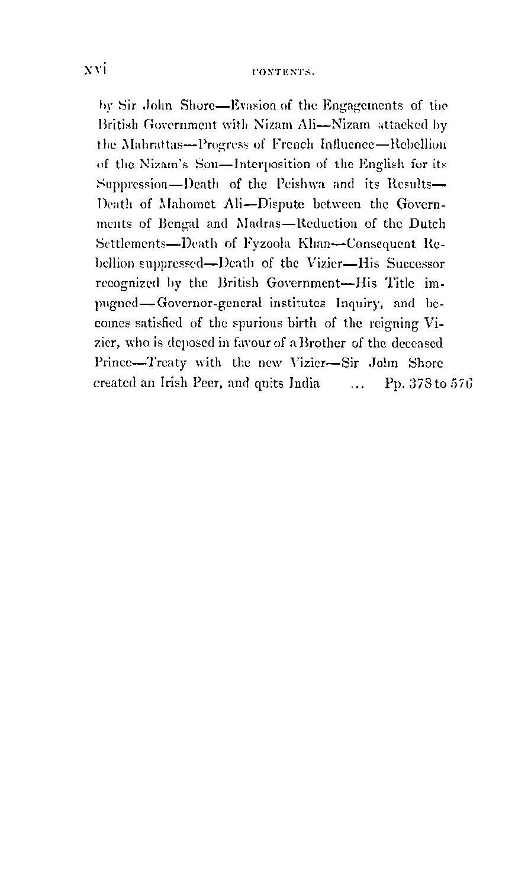by Sir John Shore—Evasion of the Engagements of the British Government with Nizam Ali—Nizam attacked by the Mahrattas—Progress of French Influence—Rebellion of the Nizam's Son—Interposition of the English for its Suppression—Death of the Peishwa and its Results—Death of Mahomet Ali—Dispute between the Governments of Bengal and Madras—Reduction of the Dutch Settlements—Death of Fyzoola Khan—Consequent Rebellion suppressed—Death of the Vizier—His Successor recognized by the British Government—His Title impugned—Governor-general institutes Inquiry, and becomes satisfied of the spurious birth of the reigning Vizier, who is deposed in favour of a Brother of the deceased Prince—Treaty with the new Vizier—Sir John Shore created an Irish Peer, and quits India ... Pp. 378 to 576